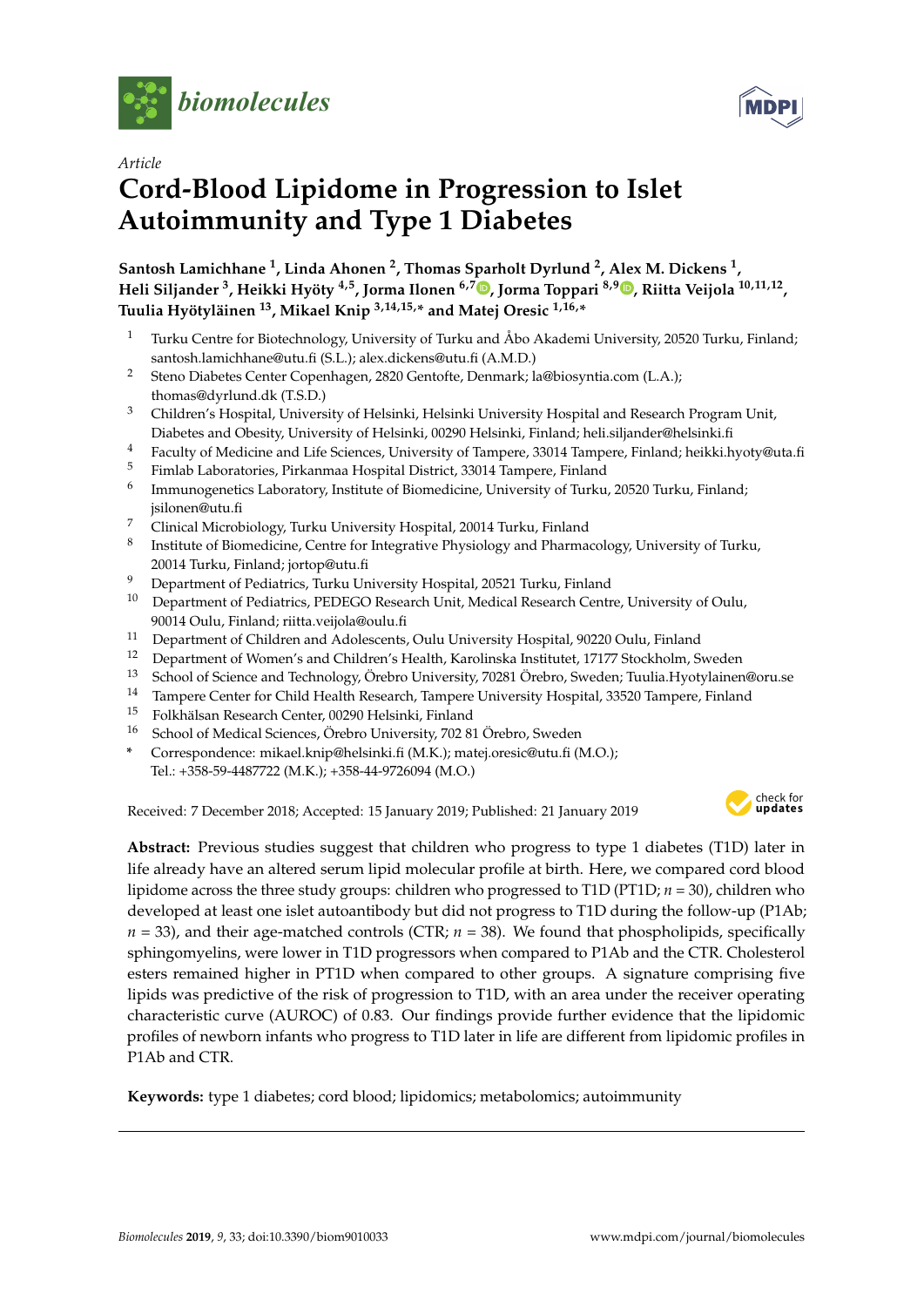*Article*

# Cord-Blood Lipidome in Progression to Islet Autoimmunity and Type 1 Diabetes

**Santosh Lamichhane [1], Linda Ahonen [2], Thomas Sparholt Dyrlund [2], Alex M. Dickens [1], Heli Siljander [3], Heikki Hyöty [4,5], Jorma Ilonen [6,7], Jorma Toppari [8,9], Riitta Veijola [10,11,12], Tuulia Hyötyläinen [13], Mikael Knip [3,14,15,*] and Matej Oresic [1,16,*]**

1. Turku Centre for Biotechnology, University of Turku and Åbo Akademi University, 20520 Turku, Finland; santosh.lamichhane@utu.fi (S.L.); alex.dickens@utu.fi (A.M.D.)
2. Steno Diabetes Center Copenhagen, 2820 Gentofte, Denmark; la@biosyntia.com (L.A.); thomas@dyrlund.dk (T.S.D.)
3. Children's Hospital, University of Helsinki, Helsinki University Hospital and Research Program Unit, Diabetes and Obesity, University of Helsinki, 00290 Helsinki, Finland; heli.siljander@helsinki.fi
4. Faculty of Medicine and Life Sciences, University of Tampere, 33014 Tampere, Finland; heikki.hyoty@uta.fi
5. Fimlab Laboratories, Pirkanmaa Hospital District, 33014 Tampere, Finland
6. Immunogenetics Laboratory, Institute of Biomedicine, University of Turku, 20520 Turku, Finland; jsilonen@utu.fi
7. Clinical Microbiology, Turku University Hospital, 20014 Turku, Finland
8. Institute of Biomedicine, Centre for Integrative Physiology and Pharmacology, University of Turku, 20014 Turku, Finland; jortop@utu.fi
9. Department of Pediatrics, Turku University Hospital, 20521 Turku, Finland
10. Department of Pediatrics, PEDEGO Research Unit, Medical Research Centre, University of Oulu, 90014 Oulu, Finland; riitta.veijola@oulu.fi
11. Department of Children and Adolescents, Oulu University Hospital, 90220 Oulu, Finland
12. Department of Women's and Children's Health, Karolinska Institutet, 17177 Stockholm, Sweden
13. School of Science and Technology, Örebro University, 70281 Örebro, Sweden; Tuulia.Hyotylainen@oru.se
14. Tampere Center for Child Health Research, Tampere University Hospital, 33520 Tampere, Finland
15. Folkhälsan Research Center, 00290 Helsinki, Finland
16. School of Medical Sciences, Örebro University, 702 81 Örebro, Sweden

\* Correspondence: mikael.knip@helsinki.fi (M.K.); matej.oresic@utu.fi (M.O.); Tel.: +358-59-4487722 (M.K.); +358-44-9726094 (M.O.)

Received: 7 December 2018; Accepted: 15 January 2019; Published: 21 January 2019

**Abstract:** Previous studies suggest that children who progress to type 1 diabetes (T1D) later in life already have an altered serum lipid molecular profile at birth. Here, we compared cord blood lipidome across the three study groups: children who progressed to T1D (PT1D; $n = 30$), children who developed at least one islet autoantibody but did not progress to T1D during the follow-up (P1Ab; $n = 33$), and their age-matched controls (CTR; $n = 38$). We found that phospholipids, specifically sphingomyelins, were lower in T1D progressors when compared to P1Ab and the CTR. Cholesterol esters remained higher in PT1D when compared to other groups. A signature comprising five lipids was predictive of the risk of progression to T1D, with an area under the receiver operating characteristic curve (AUROC) of 0.83. Our findings provide further evidence that the lipidomic profiles of newborn infants who progress to T1D later in life are different from lipidomic profiles in P1Ab and CTR.

**Keywords:** type 1 diabetes; cord blood; lipidomics; metabolomics; autoimmunity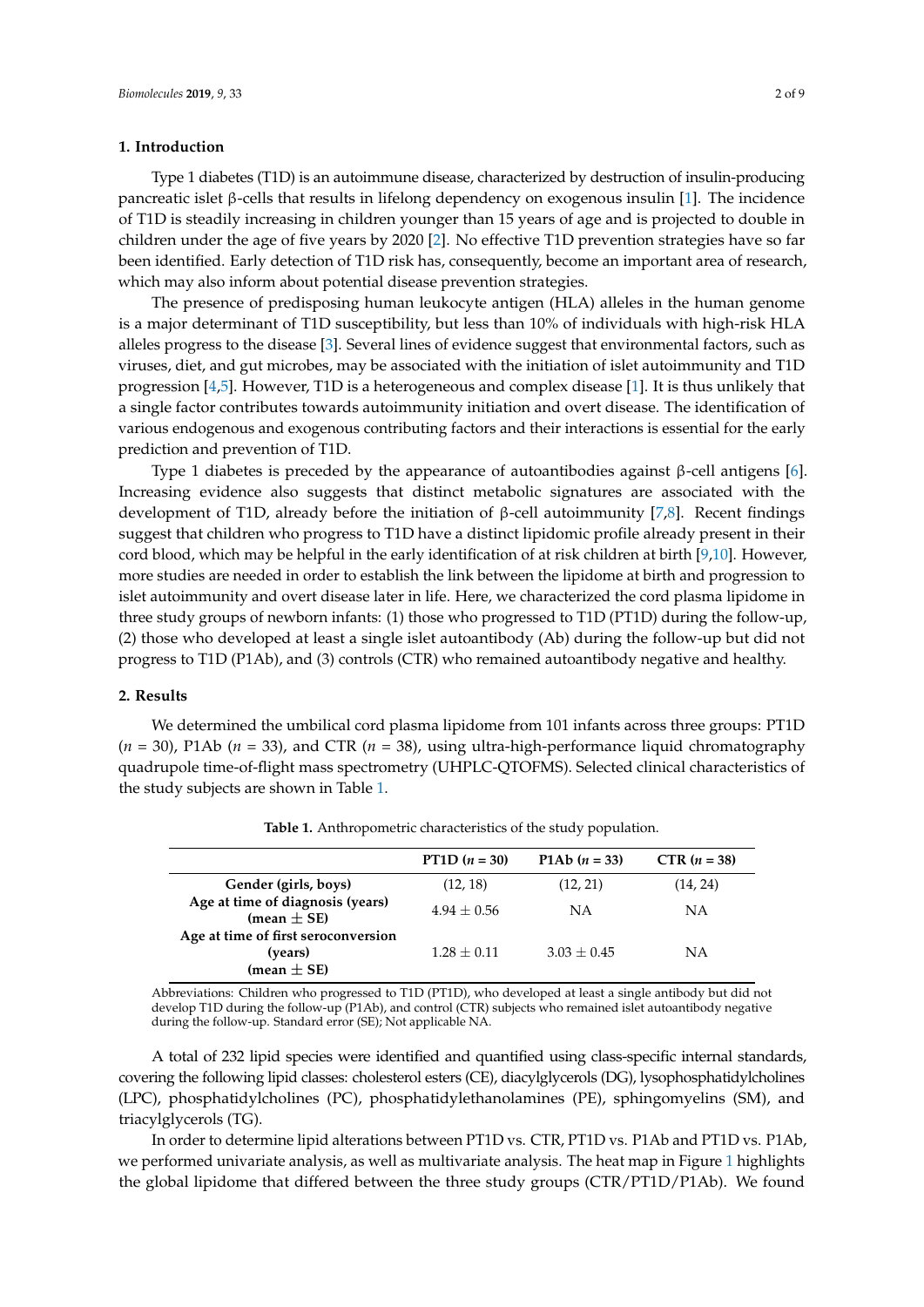## 1. Introduction

Type 1 diabetes (T1D) is an autoimmune disease, characterized by destruction of insulin-producing pancreatic islet β-cells that results in lifelong dependency on exogenous insulin [1]. The incidence of T1D is steadily increasing in children younger than 15 years of age and is projected to double in children under the age of five years by 2020 [2]. No effective T1D prevention strategies have so far been identified. Early detection of T1D risk has, consequently, become an important area of research, which may also inform about potential disease prevention strategies.

The presence of predisposing human leukocyte antigen (HLA) alleles in the human genome is a major determinant of T1D susceptibility, but less than 10% of individuals with high-risk HLA alleles progress to the disease [3]. Several lines of evidence suggest that environmental factors, such as viruses, diet, and gut microbes, may be associated with the initiation of islet autoimmunity and T1D progression [4,5]. However, T1D is a heterogeneous and complex disease [1]. It is thus unlikely that a single factor contributes towards autoimmunity initiation and overt disease. The identification of various endogenous and exogenous contributing factors and their interactions is essential for the early prediction and prevention of T1D.

Type 1 diabetes is preceded by the appearance of autoantibodies against β-cell antigens [6]. Increasing evidence also suggests that distinct metabolic signatures are associated with the development of T1D, already before the initiation of β-cell autoimmunity [7,8]. Recent findings suggest that children who progress to T1D have a distinct lipidomic profile already present in their cord blood, which may be helpful in the early identification of at risk children at birth [9,10]. However, more studies are needed in order to establish the link between the lipidome at birth and progression to islet autoimmunity and overt disease later in life. Here, we characterized the cord plasma lipidome in three study groups of newborn infants: (1) those who progressed to T1D (PT1D) during the follow-up, (2) those who developed at least a single islet autoantibody (Ab) during the follow-up but did not progress to T1D (P1Ab), and (3) controls (CTR) who remained autoantibody negative and healthy.

## 2. Results

We determined the umbilical cord plasma lipidome from 101 infants across three groups: PT1D ($n$ = 30), P1Ab ($n$ = 33), and CTR ($n$ = 38), using ultra-high-performance liquid chromatography quadrupole time-of-flight mass spectrometry (UHPLC-QTOFMS). Selected clinical characteristics of the study subjects are shown in Table 1.

**Table 1.** Anthropometric characteristics of the study population.

| | PT1D ($n$ = 30) | P1Ab ($n$ = 33) | CTR ($n$ = 38) |
|---|---|---|---|
| **Gender (girls, boys)** | (12, 18) | (12, 21) | (14, 24) |
| **Age at time of diagnosis (years) (mean ± SE)** | 4.94 ± 0.56 | NA | NA |
| **Age at time of first seroconversion (years) (mean ± SE)** | 1.28 ± 0.11 | 3.03 ± 0.45 | NA |

Abbreviations: Children who progressed to T1D (PT1D), who developed at least a single antibody but did not develop T1D during the follow-up (P1Ab), and control (CTR) subjects who remained islet autoantibody negative during the follow-up. Standard error (SE); Not applicable NA.

A total of 232 lipid species were identified and quantified using class-specific internal standards, covering the following lipid classes: cholesterol esters (CE), diacylglycerols (DG), lysophosphatidylcholines (LPC), phosphatidylcholines (PC), phosphatidylethanolamines (PE), sphingomyelins (SM), and triacylglycerols (TG).

In order to determine lipid alterations between PT1D vs. CTR, PT1D vs. P1Ab and PT1D vs. P1Ab, we performed univariate analysis, as well as multivariate analysis. The heat map in Figure 1 highlights the global lipidome that differed between the three study groups (CTR/PT1D/P1Ab). We found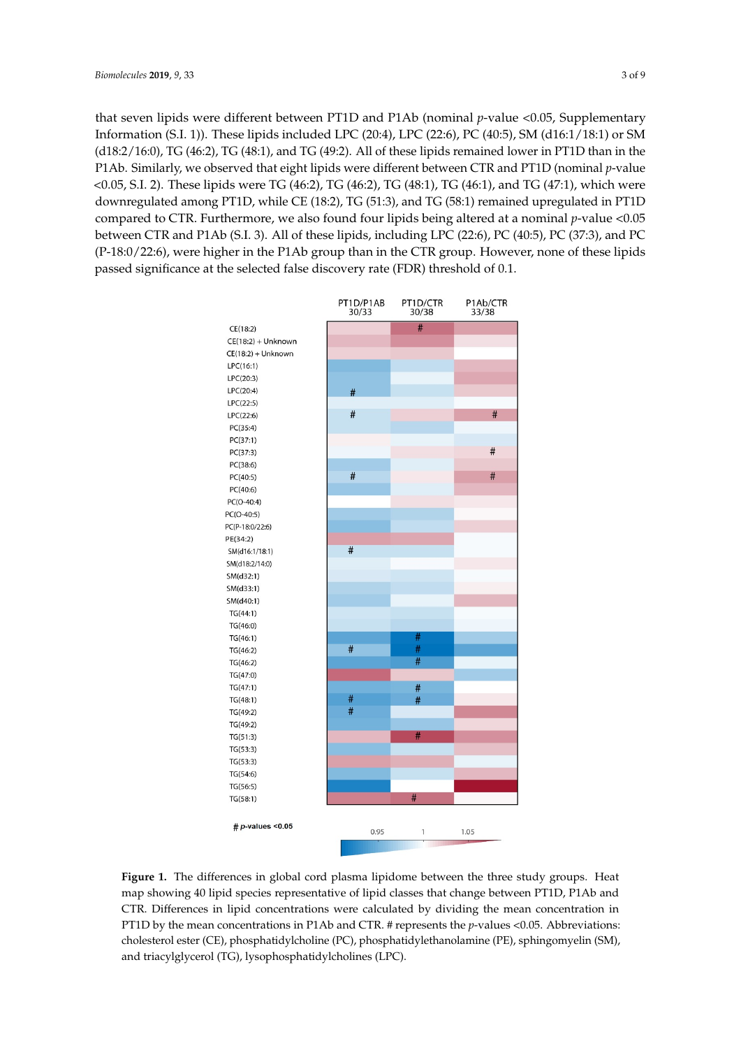that seven lipids were different between PT1D and P1Ab (nominal $p$-value <0.05, Supplementary Information (S.I. 1)). These lipids included LPC (20:4), LPC (22:6), PC (40:5), SM (d16:1/18:1) or SM (d18:2/16:0), TG (46:2), TG (48:1), and TG (49:2). All of these lipids remained lower in PT1D than in the P1Ab. Similarly, we observed that eight lipids were different between CTR and PT1D (nominal $p$-value <0.05, S.I. 2). These lipids were TG (46:2), TG (46:2), TG (48:1), TG (46:1), and TG (47:1), which were downregulated among PT1D, while CE (18:2), TG (51:3), and TG (58:1) remained upregulated in PT1D compared to CTR. Furthermore, we also found four lipids being altered at a nominal $p$-value <0.05 between CTR and P1Ab (S.I. 3). All of these lipids, including LPC (22:6), PC (40:5), PC (37:3), and PC (P-18:0/22:6), were higher in the P1Ab group than in the CTR group. However, none of these lipids passed significance at the selected false discovery rate (FDR) threshold of 0.1.

| | PT1D/P1AB 30/33 | PT1D/CTR 30/38 | P1Ab/CTR 33/38 |
|---|---|---|---|
| CE(18:2) | | # | |
| CE(18:2) + Unknown | | | |
| CE(18:2) + Unknown | | | |
| LPC(16:1) | | | |
| LPC(20:3) | | | |
| LPC(20:4) | # | | |
| LPC(22:5) | | | |
| LPC(22:6) | # | | # |
| PC(35:4) | | | |
| PC(37:1) | | | |
| PC(37:3) | | | # |
| PC(38:6) | | | |
| PC(40:5) | # | | # |
| PC(40:6) | | | |
| PC(O-40:4) | | | |
| PC(O-40:5) | | | |
| PC(P-18:0/22:6) | | | |
| PE(34:2) | | | |
| SM(d16:1/18:1) | # | | |
| SM(d18:2/14:0) | | | |
| SM(d32:1) | | | |
| SM(d33:1) | | | |
| SM(d40:1) | | | |
| TG(44:1) | | | |
| TG(46:0) | | | |
| TG(46:1) | | # | |
| TG(46:2) | # | # | |
| TG(46:2) | | # | |
| TG(47:0) | | | |
| TG(47:1) | | # | |
| TG(48:1) | # | # | |
| TG(49:2) | # | | |
| TG(49:2) | | | |
| TG(51:3) | | # | |
| TG(53:3) | | | |
| TG(53:3) | | | |
| TG(54:6) | | | |
| TG(56:5) | | | |
| TG(58:1) | | # | |

# $p$-values <0.05

Color scale: 0.95 — 1 — 1.05

**Figure 1.** The differences in global cord plasma lipidome between the three study groups. Heat map showing 40 lipid species representative of lipid classes that change between PT1D, P1Ab and CTR. Differences in lipid concentrations were calculated by dividing the mean concentration in PT1D by the mean concentrations in P1Ab and CTR. # represents the $p$-values <0.05. Abbreviations: cholesterol ester (CE), phosphatidylcholine (PC), phosphatidylethanolamine (PE), sphingomyelin (SM), and triacylglycerol (TG), lysophosphatidylcholines (LPC).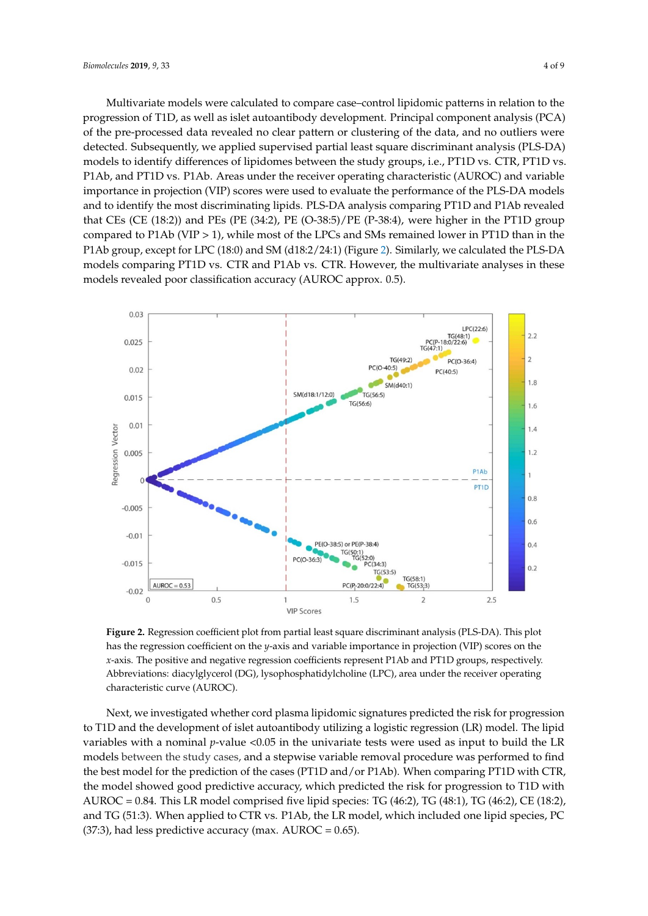Multivariate models were calculated to compare case–control lipidomic patterns in relation to the progression of T1D, as well as islet autoantibody development. Principal component analysis (PCA) of the pre-processed data revealed no clear pattern or clustering of the data, and no outliers were detected. Subsequently, we applied supervised partial least square discriminant analysis (PLS-DA) models to identify differences of lipidomes between the study groups, i.e., PT1D vs. CTR, PT1D vs. P1Ab, and PT1D vs. P1Ab. Areas under the receiver operating characteristic (AUROC) and variable importance in projection (VIP) scores were used to evaluate the performance of the PLS-DA models and to identify the most discriminating lipids. PLS-DA analysis comparing PT1D and P1Ab revealed that CEs (CE (18:2)) and PEs (PE (34:2), PE (O-38:5)/PE (P-38:4), were higher in the PT1D group compared to P1Ab (VIP > 1), while most of the LPCs and SMs remained lower in PT1D than in the P1Ab group, except for LPC (18:0) and SM (d18:2/24:1) (Figure 2). Similarly, we calculated the PLS-DA models comparing PT1D vs. CTR and P1Ab vs. CTR. However, the multivariate analyses in these models revealed poor classification accuracy (AUROC approx. 0.5).

**Figure 2.** Regression coefficient plot from partial least square discriminant analysis (PLS-DA). This plot has the regression coefficient on the *y*-axis and variable importance in projection (VIP) scores on the *x*-axis. The positive and negative regression coefficients represent P1Ab and PT1D groups, respectively. Abbreviations: diacylglycerol (DG), lysophosphatidylcholine (LPC), area under the receiver operating characteristic curve (AUROC).

Next, we investigated whether cord plasma lipidomic signatures predicted the risk for progression to T1D and the development of islet autoantibody utilizing a logistic regression (LR) model. The lipid variables with a nominal *p*-value <0.05 in the univariate tests were used as input to build the LR models between the study cases, and a stepwise variable removal procedure was performed to find the best model for the prediction of the cases (PT1D and/or P1Ab). When comparing PT1D with CTR, the model showed good predictive accuracy, which predicted the risk for progression to T1D with AUROC = 0.84. This LR model comprised five lipid species: TG (46:2), TG (48:1), TG (46:2), CE (18:2), and TG (51:3). When applied to CTR vs. P1Ab, the LR model, which included one lipid species, PC (37:3), had less predictive accuracy (max. AUROC = 0.65).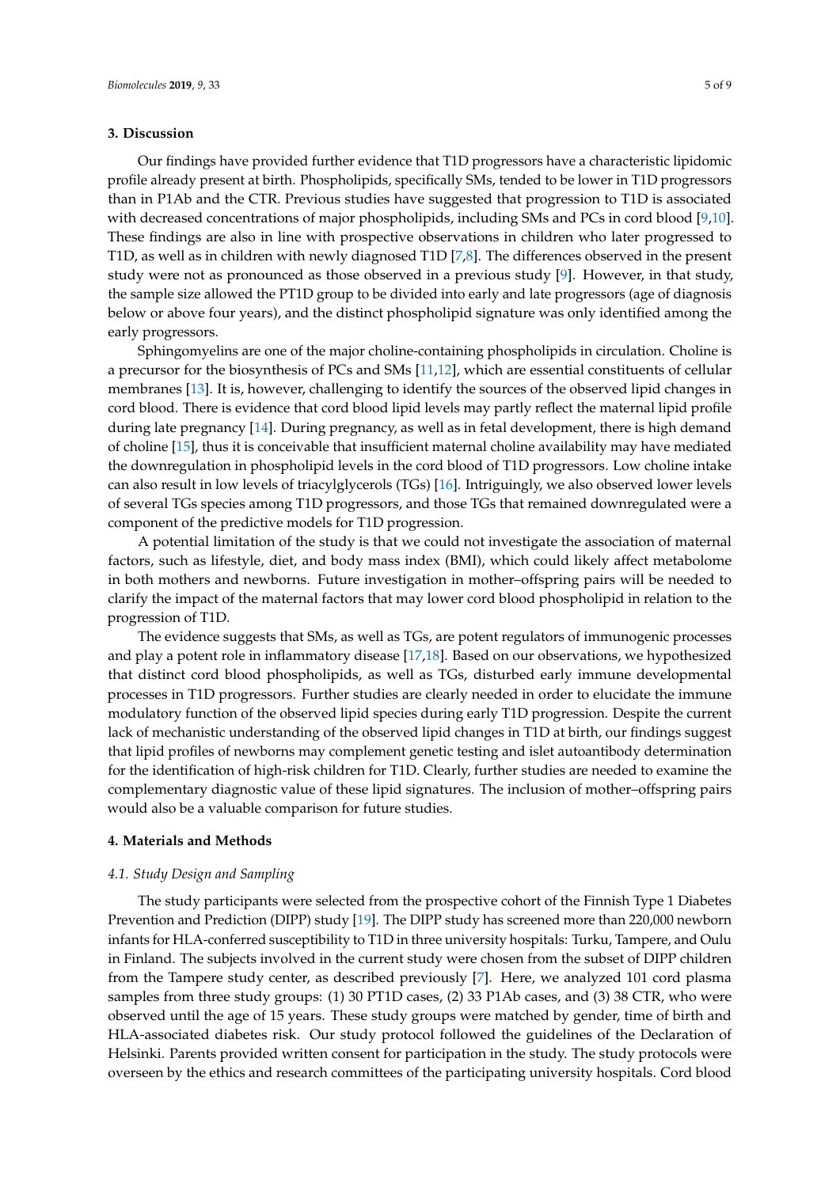## 3. Discussion

Our findings have provided further evidence that T1D progressors have a characteristic lipidomic profile already present at birth. Phospholipids, specifically SMs, tended to be lower in T1D progressors than in P1Ab and the CTR. Previous studies have suggested that progression to T1D is associated with decreased concentrations of major phospholipids, including SMs and PCs in cord blood [9,10]. These findings are also in line with prospective observations in children who later progressed to T1D, as well as in children with newly diagnosed T1D [7,8]. The differences observed in the present study were not as pronounced as those observed in a previous study [9]. However, in that study, the sample size allowed the PT1D group to be divided into early and late progressors (age of diagnosis below or above four years), and the distinct phospholipid signature was only identified among the early progressors.

Sphingomyelins are one of the major choline-containing phospholipids in circulation. Choline is a precursor for the biosynthesis of PCs and SMs [11,12], which are essential constituents of cellular membranes [13]. It is, however, challenging to identify the sources of the observed lipid changes in cord blood. There is evidence that cord blood lipid levels may partly reflect the maternal lipid profile during late pregnancy [14]. During pregnancy, as well as in fetal development, there is high demand of choline [15], thus it is conceivable that insufficient maternal choline availability may have mediated the downregulation in phospholipid levels in the cord blood of T1D progressors. Low choline intake can also result in low levels of triacylglycerols (TGs) [16]. Intriguingly, we also observed lower levels of several TGs species among T1D progressors, and those TGs that remained downregulated were a component of the predictive models for T1D progression.

A potential limitation of the study is that we could not investigate the association of maternal factors, such as lifestyle, diet, and body mass index (BMI), which could likely affect metabolome in both mothers and newborns. Future investigation in mother–offspring pairs will be needed to clarify the impact of the maternal factors that may lower cord blood phospholipid in relation to the progression of T1D.

The evidence suggests that SMs, as well as TGs, are potent regulators of immunogenic processes and play a potent role in inflammatory disease [17,18]. Based on our observations, we hypothesized that distinct cord blood phospholipids, as well as TGs, disturbed early immune developmental processes in T1D progressors. Further studies are clearly needed in order to elucidate the immune modulatory function of the observed lipid species during early T1D progression. Despite the current lack of mechanistic understanding of the observed lipid changes in T1D at birth, our findings suggest that lipid profiles of newborns may complement genetic testing and islet autoantibody determination for the identification of high-risk children for T1D. Clearly, further studies are needed to examine the complementary diagnostic value of these lipid signatures. The inclusion of mother–offspring pairs would also be a valuable comparison for future studies.

## 4. Materials and Methods

### *4.1. Study Design and Sampling*

The study participants were selected from the prospective cohort of the Finnish Type 1 Diabetes Prevention and Prediction (DIPP) study [19]. The DIPP study has screened more than 220,000 newborn infants for HLA-conferred susceptibility to T1D in three university hospitals: Turku, Tampere, and Oulu in Finland. The subjects involved in the current study were chosen from the subset of DIPP children from the Tampere study center, as described previously [7]. Here, we analyzed 101 cord plasma samples from three study groups: (1) 30 PT1D cases, (2) 33 P1Ab cases, and (3) 38 CTR, who were observed until the age of 15 years. These study groups were matched by gender, time of birth and HLA-associated diabetes risk. Our study protocol followed the guidelines of the Declaration of Helsinki. Parents provided written consent for participation in the study. The study protocols were overseen by the ethics and research committees of the participating university hospitals. Cord blood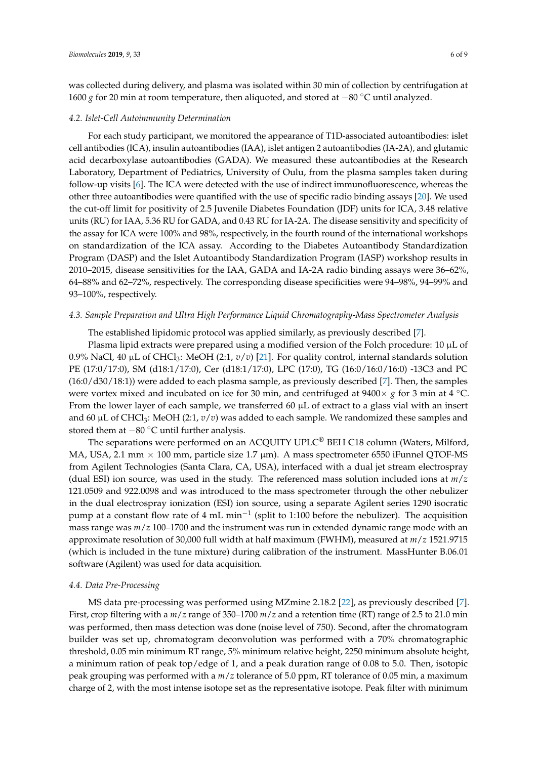was collected during delivery, and plasma was isolated within 30 min of collection by centrifugation at 1600 *g* for 20 min at room temperature, then aliquoted, and stored at −80 °C until analyzed.

### *4.2. Islet-Cell Autoimmunity Determination*

For each study participant, we monitored the appearance of T1D-associated autoantibodies: islet cell antibodies (ICA), insulin autoantibodies (IAA), islet antigen 2 autoantibodies (IA-2A), and glutamic acid decarboxylase autoantibodies (GADA). We measured these autoantibodies at the Research Laboratory, Department of Pediatrics, University of Oulu, from the plasma samples taken during follow-up visits [6]. The ICA were detected with the use of indirect immunofluorescence, whereas the other three autoantibodies were quantified with the use of specific radio binding assays [20]. We used the cut-off limit for positivity of 2.5 Juvenile Diabetes Foundation (JDF) units for ICA, 3.48 relative units (RU) for IAA, 5.36 RU for GADA, and 0.43 RU for IA-2A. The disease sensitivity and specificity of the assay for ICA were 100% and 98%, respectively, in the fourth round of the international workshops on standardization of the ICA assay. According to the Diabetes Autoantibody Standardization Program (DASP) and the Islet Autoantibody Standardization Program (IASP) workshop results in 2010–2015, disease sensitivities for the IAA, GADA and IA-2A radio binding assays were 36–62%, 64–88% and 62–72%, respectively. The corresponding disease specificities were 94–98%, 94–99% and 93–100%, respectively.

### *4.3. Sample Preparation and Ultra High Performance Liquid Chromatography-Mass Spectrometer Analysis*

The established lipidomic protocol was applied similarly, as previously described [7].

Plasma lipid extracts were prepared using a modified version of the Folch procedure: 10 µL of 0.9% NaCl, 40 µL of $CHCl_3$: MeOH (2:1, *v*/*v*) [21]. For quality control, internal standards solution PE (17:0/17:0), SM (d18:1/17:0), Cer (d18:1/17:0), LPC (17:0), TG (16:0/16:0/16:0) -13C3 and PC (16:0/d30/18:1)) were added to each plasma sample, as previously described [7]. Then, the samples were vortex mixed and incubated on ice for 30 min, and centrifuged at 9400× *g* for 3 min at 4 °C. From the lower layer of each sample, we transferred 60 µL of extract to a glass vial with an insert and 60 µL of $CHCl_3$: MeOH (2:1, *v*/*v*) was added to each sample. We randomized these samples and stored them at −80 °C until further analysis.

The separations were performed on an ACQUITY UPLC® BEH C18 column (Waters, Milford, MA, USA, 2.1 mm × 100 mm, particle size 1.7 µm). A mass spectrometer 6550 iFunnel QTOF-MS from Agilent Technologies (Santa Clara, CA, USA), interfaced with a dual jet stream electrospray (dual ESI) ion source, was used in the study. The referenced mass solution included ions at *m*/*z* 121.0509 and 922.0098 and was introduced to the mass spectrometer through the other nebulizer in the dual electrospray ionization (ESI) ion source, using a separate Agilent series 1290 isocratic pump at a constant flow rate of 4 mL $min^{-1}$ (split to 1:100 before the nebulizer). The acquisition mass range was *m*/*z* 100–1700 and the instrument was run in extended dynamic range mode with an approximate resolution of 30,000 full width at half maximum (FWHM), measured at *m*/*z* 1521.9715 (which is included in the tune mixture) during calibration of the instrument. MassHunter B.06.01 software (Agilent) was used for data acquisition.

### *4.4. Data Pre-Processing*

MS data pre-processing was performed using MZmine 2.18.2 [22], as previously described [7]. First, crop filtering with a *m*/*z* range of 350–1700 *m*/*z* and a retention time (RT) range of 2.5 to 21.0 min was performed, then mass detection was done (noise level of 750). Second, after the chromatogram builder was set up, chromatogram deconvolution was performed with a 70% chromatographic threshold, 0.05 min minimum RT range, 5% minimum relative height, 2250 minimum absolute height, a minimum ration of peak top/edge of 1, and a peak duration range of 0.08 to 5.0. Then, isotopic peak grouping was performed with a *m*/*z* tolerance of 5.0 ppm, RT tolerance of 0.05 min, a maximum charge of 2, with the most intense isotope set as the representative isotope. Peak filter with minimum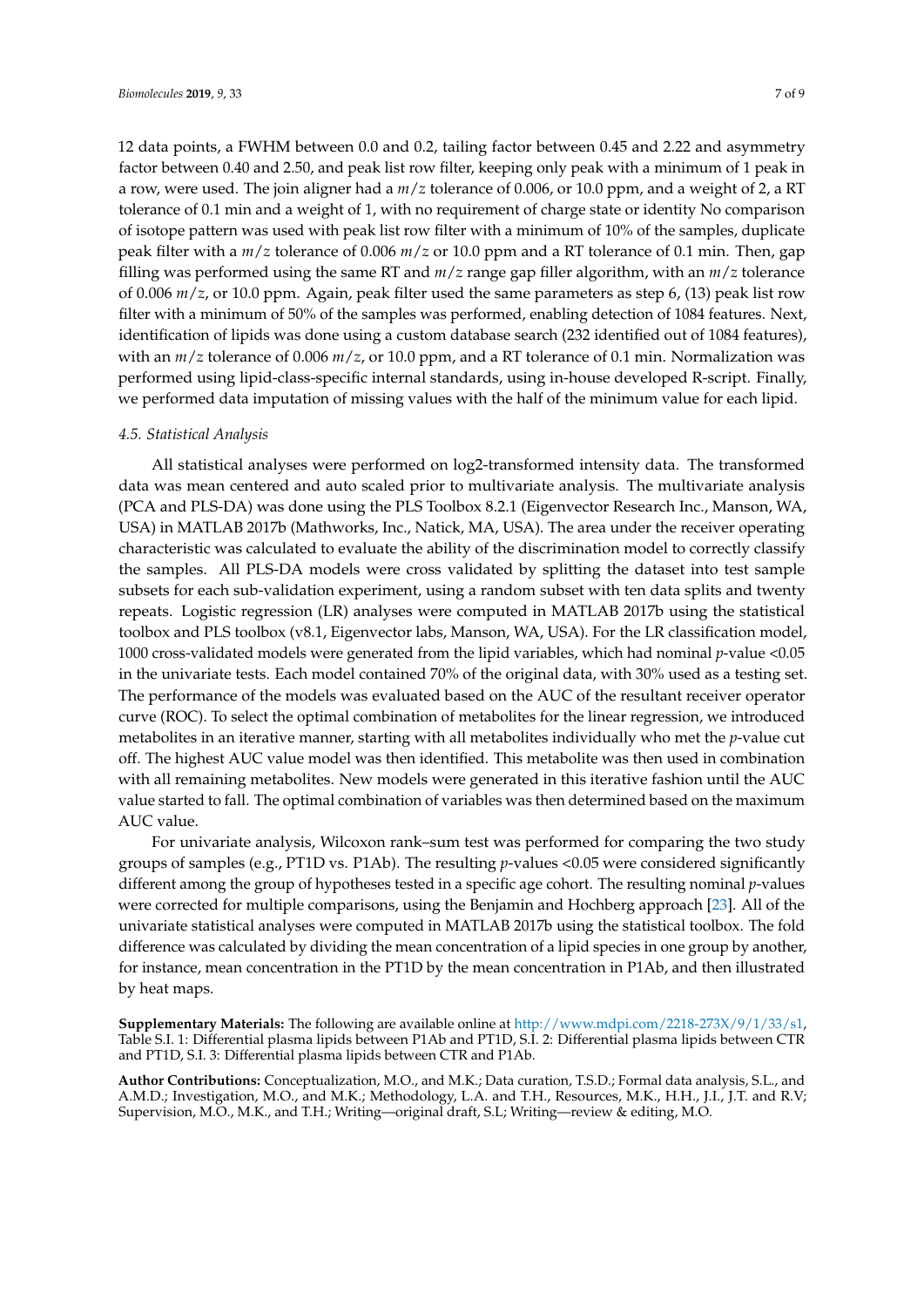12 data points, a FWHM between 0.0 and 0.2, tailing factor between 0.45 and 2.22 and asymmetry factor between 0.40 and 2.50, and peak list row filter, keeping only peak with a minimum of 1 peak in a row, were used. The join aligner had a *m/z* tolerance of 0.006, or 10.0 ppm, and a weight of 2, a RT tolerance of 0.1 min and a weight of 1, with no requirement of charge state or identity No comparison of isotope pattern was used with peak list row filter with a minimum of 10% of the samples, duplicate peak filter with a *m/z* tolerance of 0.006 *m/z* or 10.0 ppm and a RT tolerance of 0.1 min. Then, gap filling was performed using the same RT and *m/z* range gap filler algorithm, with an *m/z* tolerance of 0.006 *m/z*, or 10.0 ppm. Again, peak filter used the same parameters as step 6, (13) peak list row filter with a minimum of 50% of the samples was performed, enabling detection of 1084 features. Next, identification of lipids was done using a custom database search (232 identified out of 1084 features), with an *m/z* tolerance of 0.006 *m/z*, or 10.0 ppm, and a RT tolerance of 0.1 min. Normalization was performed using lipid-class-specific internal standards, using in-house developed R-script. Finally, we performed data imputation of missing values with the half of the minimum value for each lipid.

### *4.5. Statistical Analysis*

All statistical analyses were performed on log2-transformed intensity data. The transformed data was mean centered and auto scaled prior to multivariate analysis. The multivariate analysis (PCA and PLS-DA) was done using the PLS Toolbox 8.2.1 (Eigenvector Research Inc., Manson, WA, USA) in MATLAB 2017b (Mathworks, Inc., Natick, MA, USA). The area under the receiver operating characteristic was calculated to evaluate the ability of the discrimination model to correctly classify the samples. All PLS-DA models were cross validated by splitting the dataset into test sample subsets for each sub-validation experiment, using a random subset with ten data splits and twenty repeats. Logistic regression (LR) analyses were computed in MATLAB 2017b using the statistical toolbox and PLS toolbox (v8.1, Eigenvector labs, Manson, WA, USA). For the LR classification model, 1000 cross-validated models were generated from the lipid variables, which had nominal *p*-value $<0.05$ in the univariate tests. Each model contained 70% of the original data, with 30% used as a testing set. The performance of the models was evaluated based on the AUC of the resultant receiver operator curve (ROC). To select the optimal combination of metabolites for the linear regression, we introduced metabolites in an iterative manner, starting with all metabolites individually who met the *p*-value cut off. The highest AUC value model was then identified. This metabolite was then used in combination with all remaining metabolites. New models were generated in this iterative fashion until the AUC value started to fall. The optimal combination of variables was then determined based on the maximum AUC value.

For univariate analysis, Wilcoxon rank–sum test was performed for comparing the two study groups of samples (e.g., PT1D vs. P1Ab). The resulting *p*-values $<0.05$ were considered significantly different among the group of hypotheses tested in a specific age cohort. The resulting nominal *p*-values were corrected for multiple comparisons, using the Benjamin and Hochberg approach [23]. All of the univariate statistical analyses were computed in MATLAB 2017b using the statistical toolbox. The fold difference was calculated by dividing the mean concentration of a lipid species in one group by another, for instance, mean concentration in the PT1D by the mean concentration in P1Ab, and then illustrated by heat maps.

**Supplementary Materials:** The following are available online at http://www.mdpi.com/2218-273X/9/1/33/s1, Table S.I. 1: Differential plasma lipids between P1Ab and PT1D, S.I. 2: Differential plasma lipids between CTR and PT1D, S.I. 3: Differential plasma lipids between CTR and P1Ab.

**Author Contributions:** Conceptualization, M.O., and M.K.; Data curation, T.S.D.; Formal data analysis, S.L., and A.M.D.; Investigation, M.O., and M.K.; Methodology, L.A. and T.H., Resources, M.K., H.H., J.I., J.T. and R.V; Supervision, M.O., M.K., and T.H.; Writing—original draft, S.L; Writing—review & editing, M.O.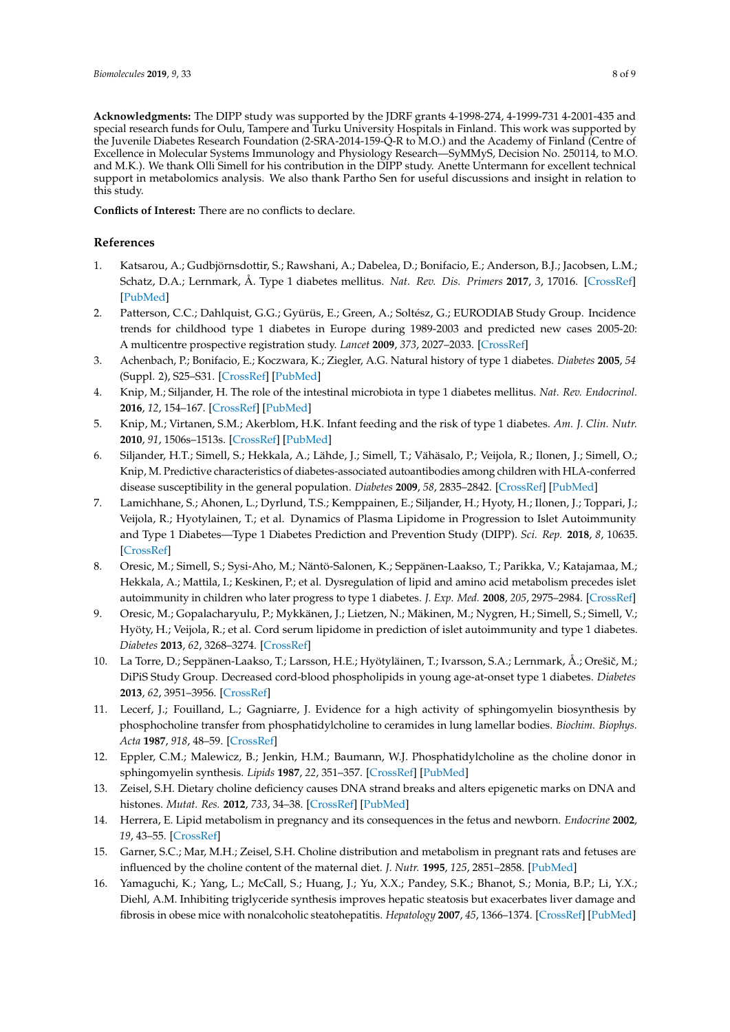**Acknowledgments:** The DIPP study was supported by the JDRF grants 4-1998-274, 4-1999-731 4-2001-435 and special research funds for Oulu, Tampere and Turku University Hospitals in Finland. This work was supported by the Juvenile Diabetes Research Foundation (2-SRA-2014-159-Q-R to M.O.) and the Academy of Finland (Centre of Excellence in Molecular Systems Immunology and Physiology Research—SyMMyS, Decision No. 250114, to M.O. and M.K.). We thank Olli Simell for his contribution in the DIPP study. Anette Untermann for excellent technical support in metabolomics analysis. We also thank Partho Sen for useful discussions and insight in relation to this study.

**Conflicts of Interest:** There are no conflicts to declare.

## References

1. Katsarou, A.; Gudbjörnsdottir, S.; Rawshani, A.; Dabelea, D.; Bonifacio, E.; Anderson, B.J.; Jacobsen, L.M.; Schatz, D.A.; Lernmark, Å. Type 1 diabetes mellitus. *Nat. Rev. Dis. Primers* **2017**, *3*, 17016. [CrossRef] [PubMed]
2. Patterson, C.C.; Dahlquist, G.G.; Gyürüs, E.; Green, A.; Soltész, G.; EURODIAB Study Group. Incidence trends for childhood type 1 diabetes in Europe during 1989-2003 and predicted new cases 2005-20: A multicentre prospective registration study. *Lancet* **2009**, *373*, 2027–2033. [CrossRef]
3. Achenbach, P.; Bonifacio, E.; Koczwara, K.; Ziegler, A.G. Natural history of type 1 diabetes. *Diabetes* **2005**, *54* (Suppl. 2), S25–S31. [CrossRef] [PubMed]
4. Knip, M.; Siljander, H. The role of the intestinal microbiota in type 1 diabetes mellitus. *Nat. Rev. Endocrinol.* **2016**, *12*, 154–167. [CrossRef] [PubMed]
5. Knip, M.; Virtanen, S.M.; Akerblom, H.K. Infant feeding and the risk of type 1 diabetes. *Am. J. Clin. Nutr.* **2010**, *91*, 1506s–1513s. [CrossRef] [PubMed]
6. Siljander, H.T.; Simell, S.; Hekkala, A.; Lähde, J.; Simell, T.; Vähäsalo, P.; Veijola, R.; Ilonen, J.; Simell, O.; Knip, M. Predictive characteristics of diabetes-associated autoantibodies among children with HLA-conferred disease susceptibility in the general population. *Diabetes* **2009**, *58*, 2835–2842. [CrossRef] [PubMed]
7. Lamichhane, S.; Ahonen, L.; Dyrlund, T.S.; Kemppainen, E.; Siljander, H.; Hyoty, H.; Ilonen, J.; Toppari, J.; Veijola, R.; Hyotylainen, T.; et al. Dynamics of Plasma Lipidome in Progression to Islet Autoimmunity and Type 1 Diabetes—Type 1 Diabetes Prediction and Prevention Study (DIPP). *Sci. Rep.* **2018**, *8*, 10635. [CrossRef]
8. Oresic, M.; Simell, S.; Sysi-Aho, M.; Näntö-Salonen, K.; Seppänen-Laakso, T.; Parikka, V.; Katajamaa, M.; Hekkala, A.; Mattila, I.; Keskinen, P.; et al. Dysregulation of lipid and amino acid metabolism precedes islet autoimmunity in children who later progress to type 1 diabetes. *J. Exp. Med.* **2008**, *205*, 2975–2984. [CrossRef]
9. Oresic, M.; Gopalacharyulu, P.; Mykkänen, J.; Lietzen, N.; Mäkinen, M.; Nygren, H.; Simell, S.; Simell, V.; Hyöty, H.; Veijola, R.; et al. Cord serum lipidome in prediction of islet autoimmunity and type 1 diabetes. *Diabetes* **2013**, *62*, 3268–3274. [CrossRef]
10. La Torre, D.; Seppänen-Laakso, T.; Larsson, H.E.; Hyötyläinen, T.; Ivarsson, S.A.; Lernmark, Å.; Orešič, M.; DiPiS Study Group. Decreased cord-blood phospholipids in young age-at-onset type 1 diabetes. *Diabetes* **2013**, *62*, 3951–3956. [CrossRef]
11. Lecerf, J.; Fouilland, L.; Gagniarre, J. Evidence for a high activity of sphingomyelin biosynthesis by phosphocholine transfer from phosphatidylcholine to ceramides in lung lamellar bodies. *Biochim. Biophys. Acta* **1987**, *918*, 48–59. [CrossRef]
12. Eppler, C.M.; Malewicz, B.; Jenkin, H.M.; Baumann, W.J. Phosphatidylcholine as the choline donor in sphingomyelin synthesis. *Lipids* **1987**, *22*, 351–357. [CrossRef] [PubMed]
13. Zeisel, S.H. Dietary choline deficiency causes DNA strand breaks and alters epigenetic marks on DNA and histones. *Mutat. Res.* **2012**, *733*, 34–38. [CrossRef] [PubMed]
14. Herrera, E. Lipid metabolism in pregnancy and its consequences in the fetus and newborn. *Endocrine* **2002**, *19*, 43–55. [CrossRef]
15. Garner, S.C.; Mar, M.H.; Zeisel, S.H. Choline distribution and metabolism in pregnant rats and fetuses are influenced by the choline content of the maternal diet. *J. Nutr.* **1995**, *125*, 2851–2858. [PubMed]
16. Yamaguchi, K.; Yang, L.; McCall, S.; Huang, J.; Yu, X.X.; Pandey, S.K.; Bhanot, S.; Monia, B.P.; Li, Y.X.; Diehl, A.M. Inhibiting triglyceride synthesis improves hepatic steatosis but exacerbates liver damage and fibrosis in obese mice with nonalcoholic steatohepatitis. *Hepatology* **2007**, *45*, 1366–1374. [CrossRef] [PubMed]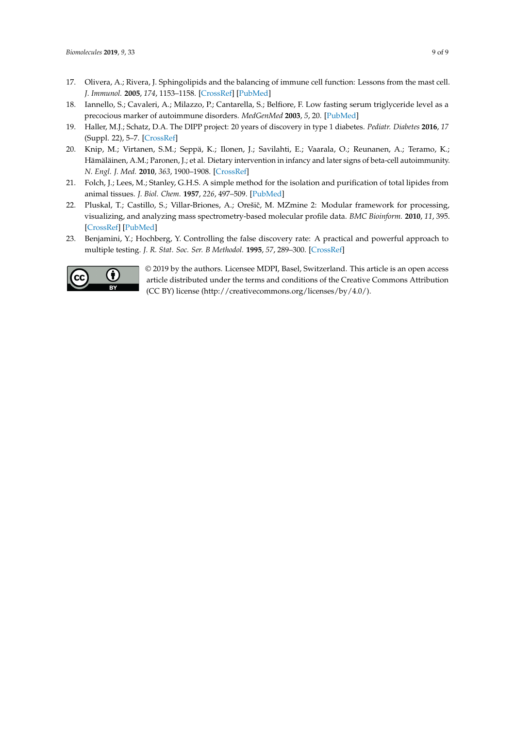17. Olivera, A.; Rivera, J. Sphingolipids and the balancing of immune cell function: Lessons from the mast cell. *J. Immunol.* **2005**, *174*, 1153–1158. [CrossRef] [PubMed]
18. Iannello, S.; Cavaleri, A.; Milazzo, P.; Cantarella, S.; Belfiore, F. Low fasting serum triglyceride level as a precocious marker of autoimmune disorders. *MedGenMed* **2003**, *5*, 20. [PubMed]
19. Haller, M.J.; Schatz, D.A. The DIPP project: 20 years of discovery in type 1 diabetes. *Pediatr. Diabetes* **2016**, *17* (Suppl. 22), 5–7. [CrossRef]
20. Knip, M.; Virtanen, S.M.; Seppä, K.; Ilonen, J.; Savilahti, E.; Vaarala, O.; Reunanen, A.; Teramo, K.; Hämäläinen, A.M.; Paronen, J.; et al. Dietary intervention in infancy and later signs of beta-cell autoimmunity. *N. Engl. J. Med.* **2010**, *363*, 1900–1908. [CrossRef]
21. Folch, J.; Lees, M.; Stanley, G.H.S. A simple method for the isolation and purification of total lipides from animal tissues. *J. Biol. Chem.* **1957**, *226*, 497–509. [PubMed]
22. Pluskal, T.; Castillo, S.; Villar-Briones, A.; Orešič, M. MZmine 2: Modular framework for processing, visualizing, and analyzing mass spectrometry-based molecular profile data. *BMC Bioinform.* **2010**, *11*, 395. [CrossRef] [PubMed]
23. Benjamini, Y.; Hochberg, Y. Controlling the false discovery rate: A practical and powerful approach to multiple testing. *J. R. Stat. Soc. Ser. B Methodol.* **1995**, *57*, 289–300. [CrossRef]

© 2019 by the authors. Licensee MDPI, Basel, Switzerland. This article is an open access article distributed under the terms and conditions of the Creative Commons Attribution (CC BY) license (http://creativecommons.org/licenses/by/4.0/).